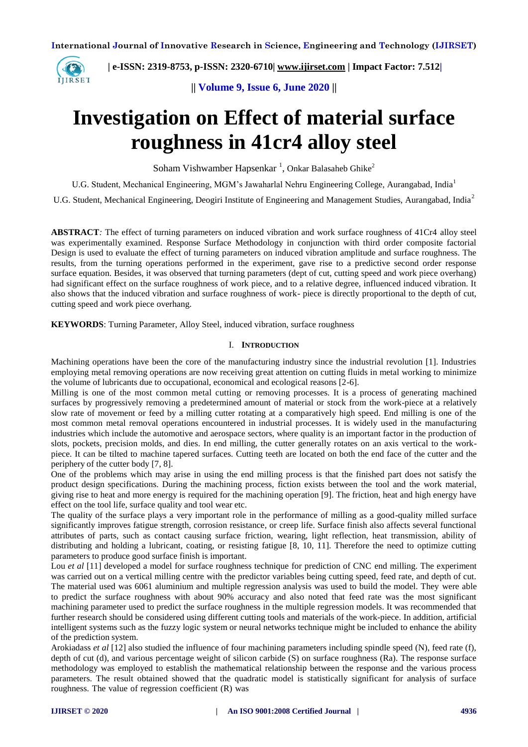# Investigation on Effect of material surface roughness in 41cr4 alloy steel

Soham Vishwamber Hapsenkar [1], Onkar Balasaheb Ghike[2]

U.G. Student, Mechanical Engineering, MGM's Jawaharlal Nehru Engineering College, Aurangabad, India[1]

U.G. Student, Mechanical Engineering, Deogiri Institute of Engineering and Management Studies, Aurangabad, India[2]

**ABSTRACT***:* The effect of turning parameters on induced vibration and work surface roughness of 41Cr4 alloy steel was experimentally examined. Response Surface Methodology in conjunction with third order composite factorial Design is used to evaluate the effect of turning parameters on induced vibration amplitude and surface roughness. The results, from the turning operations performed in the experiment, gave rise to a predictive second order response surface equation. Besides, it was observed that turning parameters (dept of cut, cutting speed and work piece overhang) had significant effect on the surface roughness of work piece, and to a relative degree, influenced induced vibration. It also shows that the induced vibration and surface roughness of work- piece is directly proportional to the depth of cut, cutting speed and work piece overhang.

**KEYWORDS**: Turning Parameter, Alloy Steel, induced vibration, surface roughness

## I. Introduction

Machining operations have been the core of the manufacturing industry since the industrial revolution [1]. Industries employing metal removing operations are now receiving great attention on cutting fluids in metal working to minimize the volume of lubricants due to occupational, economical and ecological reasons [2-6].

Milling is one of the most common metal cutting or removing processes. It is a process of generating machined surfaces by progressively removing a predetermined amount of material or stock from the work-piece at a relatively slow rate of movement or feed by a milling cutter rotating at a comparatively high speed. End milling is one of the most common metal removal operations encountered in industrial processes. It is widely used in the manufacturing industries which include the automotive and aerospace sectors, where quality is an important factor in the production of slots, pockets, precision molds, and dies. In end milling, the cutter generally rotates on an axis vertical to the work-piece. It can be tilted to machine tapered surfaces. Cutting teeth are located on both the end face of the cutter and the periphery of the cutter body [7, 8].

One of the problems which may arise in using the end milling process is that the finished part does not satisfy the product design specifications. During the machining process, fiction exists between the tool and the work material, giving rise to heat and more energy is required for the machining operation [9]. The friction, heat and high energy have effect on the tool life, surface quality and tool wear etc.

The quality of the surface plays a very important role in the performance of milling as a good-quality milled surface significantly improves fatigue strength, corrosion resistance, or creep life. Surface finish also affects several functional attributes of parts, such as contact causing surface friction, wearing, light reflection, heat transmission, ability of distributing and holding a lubricant, coating, or resisting fatigue [8, 10, 11]. Therefore the need to optimize cutting parameters to produce good surface finish is important.

Lou *et al* [11] developed a model for surface roughness technique for prediction of CNC end milling. The experiment was carried out on a vertical milling centre with the predictor variables being cutting speed, feed rate, and depth of cut. The material used was 6061 aluminium and multiple regression analysis was used to build the model. They were able to predict the surface roughness with about 90% accuracy and also noted that feed rate was the most significant machining parameter used to predict the surface roughness in the multiple regression models. It was recommended that further research should be considered using different cutting tools and materials of the work-piece. In addition, artificial intelligent systems such as the fuzzy logic system or neural networks technique might be included to enhance the ability of the prediction system.

Arokiadass *et al* [12] also studied the influence of four machining parameters including spindle speed (N), feed rate (f), depth of cut (d), and various percentage weight of silicon carbide (S) on surface roughness (Ra). The response surface methodology was employed to establish the mathematical relationship between the response and the various process parameters. The result obtained showed that the quadratic model is statistically significant for analysis of surface roughness. The value of regression coefficient (R) was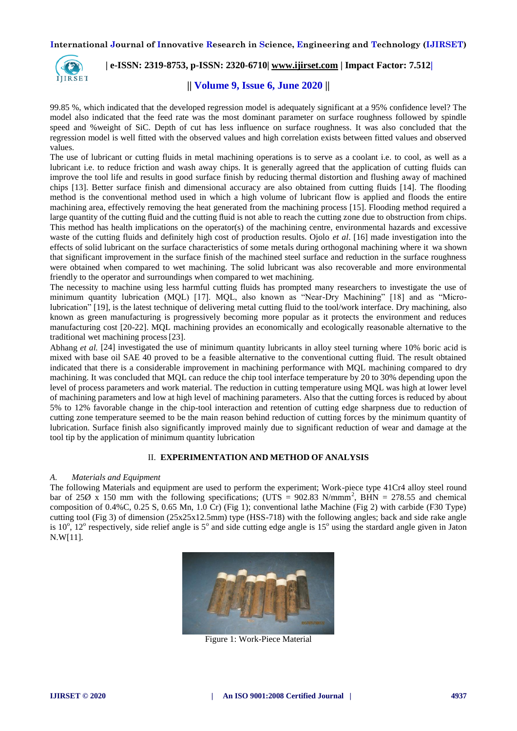99.85 %, which indicated that the developed regression model is adequately significant at a 95% confidence level? The model also indicated that the feed rate was the most dominant parameter on surface roughness followed by spindle speed and %weight of SiC. Depth of cut has less influence on surface roughness. It was also concluded that the regression model is well fitted with the observed values and high correlation exists between fitted values and observed values.

The use of lubricant or cutting fluids in metal machining operations is to serve as a coolant i.e. to cool, as well as a lubricant i.e. to reduce friction and wash away chips. It is generally agreed that the application of cutting fluids can improve the tool life and results in good surface finish by reducing thermal distortion and flushing away of machined chips [13]. Better surface finish and dimensional accuracy are also obtained from cutting fluids [14]. The flooding method is the conventional method used in which a high volume of lubricant flow is applied and floods the entire machining area, effectively removing the heat generated from the machining process [15]. Flooding method required a large quantity of the cutting fluid and the cutting fluid is not able to reach the cutting zone due to obstruction from chips. This method has health implications on the operator(s) of the machining centre, environmental hazards and excessive waste of the cutting fluids and definitely high cost of production results. Ojolo *et al*. [16] made investigation into the effects of solid lubricant on the surface characteristics of some metals during orthogonal machining where it wa shown that significant improvement in the surface finish of the machined steel surface and reduction in the surface roughness were obtained when compared to wet machining. The solid lubricant was also recoverable and more environmental friendly to the operator and surroundings when compared to wet machining.

The necessity to machine using less harmful cutting fluids has prompted many researchers to investigate the use of minimum quantity lubrication (MQL) [17]. MQL, also known as "Near-Dry Machining" [18] and as "Micro-lubrication" [19], is the latest technique of delivering metal cutting fluid to the tool/work interface. Dry machining, also known as green manufacturing is progressively becoming more popular as it protects the environment and reduces manufacturing cost [20-22]. MQL machining provides an economically and ecologically reasonable alternative to the traditional wet machining process [23].

Abhang *et al.* [24] investigated the use of minimum quantity lubricants in alloy steel turning where 10% boric acid is mixed with base oil SAE 40 proved to be a feasible alternative to the conventional cutting fluid. The result obtained indicated that there is a considerable improvement in machining performance with MQL machining compared to dry machining. It was concluded that MQL can reduce the chip tool interface temperature by 20 to 30% depending upon the level of process parameters and work material. The reduction in cutting temperature using MQL was high at lower level of machining parameters and low at high level of machining parameters. Also that the cutting forces is reduced by about 5% to 12% favorable change in the chip-tool interaction and retention of cutting edge sharpness due to reduction of cutting zone temperature seemed to be the main reason behind reduction of cutting forces by the minimum quantity of lubrication. Surface finish also significantly improved mainly due to significant reduction of wear and damage at the tool tip by the application of minimum quantity lubrication

## II. EXPERIMENTATION AND METHOD OF ANALYSIS

### *A. Materials and Equipment*

The following Materials and equipment are used to perform the experiment; Work-piece type 41Cr4 alloy steel round bar of 25Ø x 150 mm with the following specifications; (UTS = 902.83 N/mmm$^2$, BHN = 278.55 and chemical composition of 0.4%C, 0.25 S, 0.65 Mn, 1.0 Cr) (Fig 1); conventional lathe Machine (Fig 2) with carbide (F30 Type) cutting tool (Fig 3) of dimension (25x25x12.5mm) type (HSS-718) with the following angles; back and side rake angle is 10$^o$, 12$^o$ respectively, side relief angle is 5$^o$ and side cutting edge angle is 15$^o$ using the stardard angle given in Jaton N.W[11].

Figure 1: Work-Piece Material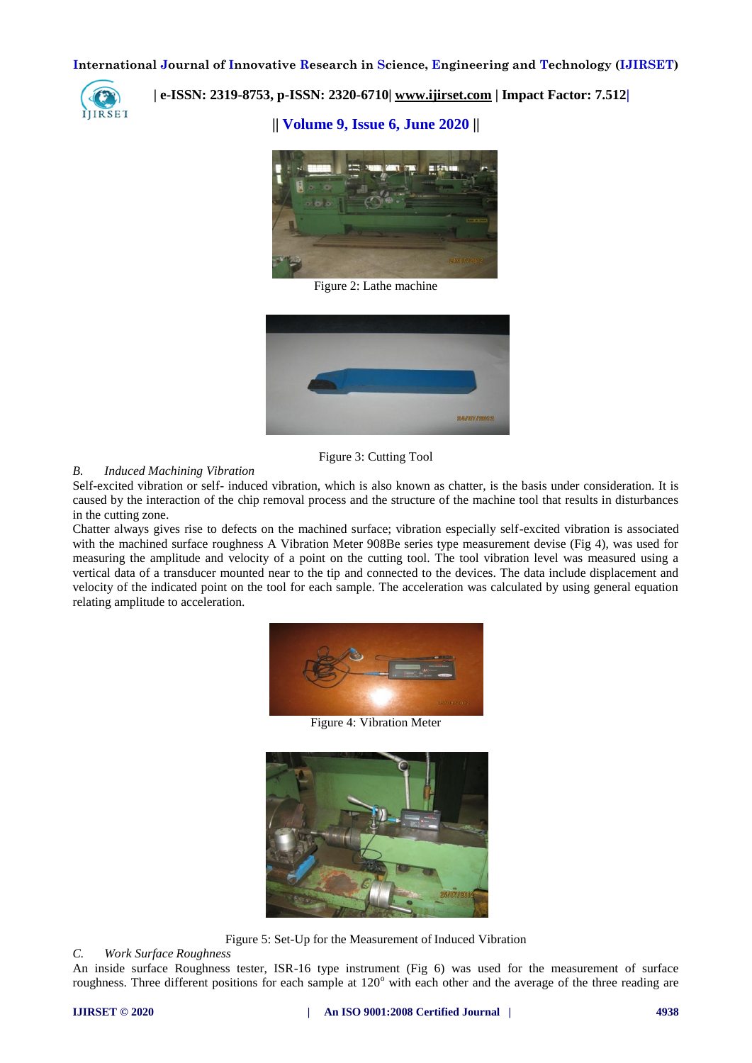Figure 2: Lathe machine

Figure 3: Cutting Tool

*B. Induced Machining Vibration*

Self-excited vibration or self- induced vibration, which is also known as chatter, is the basis under consideration. It is caused by the interaction of the chip removal process and the structure of the machine tool that results in disturbances in the cutting zone.

Chatter always gives rise to defects on the machined surface; vibration especially self-excited vibration is associated with the machined surface roughness A Vibration Meter 908Be series type measurement devise (Fig 4), was used for measuring the amplitude and velocity of a point on the cutting tool. The tool vibration level was measured using a vertical data of a transducer mounted near to the tip and connected to the devices. The data include displacement and velocity of the indicated point on the tool for each sample. The acceleration was calculated by using general equation relating amplitude to acceleration.

Figure 4: Vibration Meter

Figure 5: Set-Up for the Measurement of Induced Vibration

*C. Work Surface Roughness*

An inside surface Roughness tester, ISR-16 type instrument (Fig 6) was used for the measurement of surface roughness. Three different positions for each sample at $120^{o}$ with each other and the average of the three reading are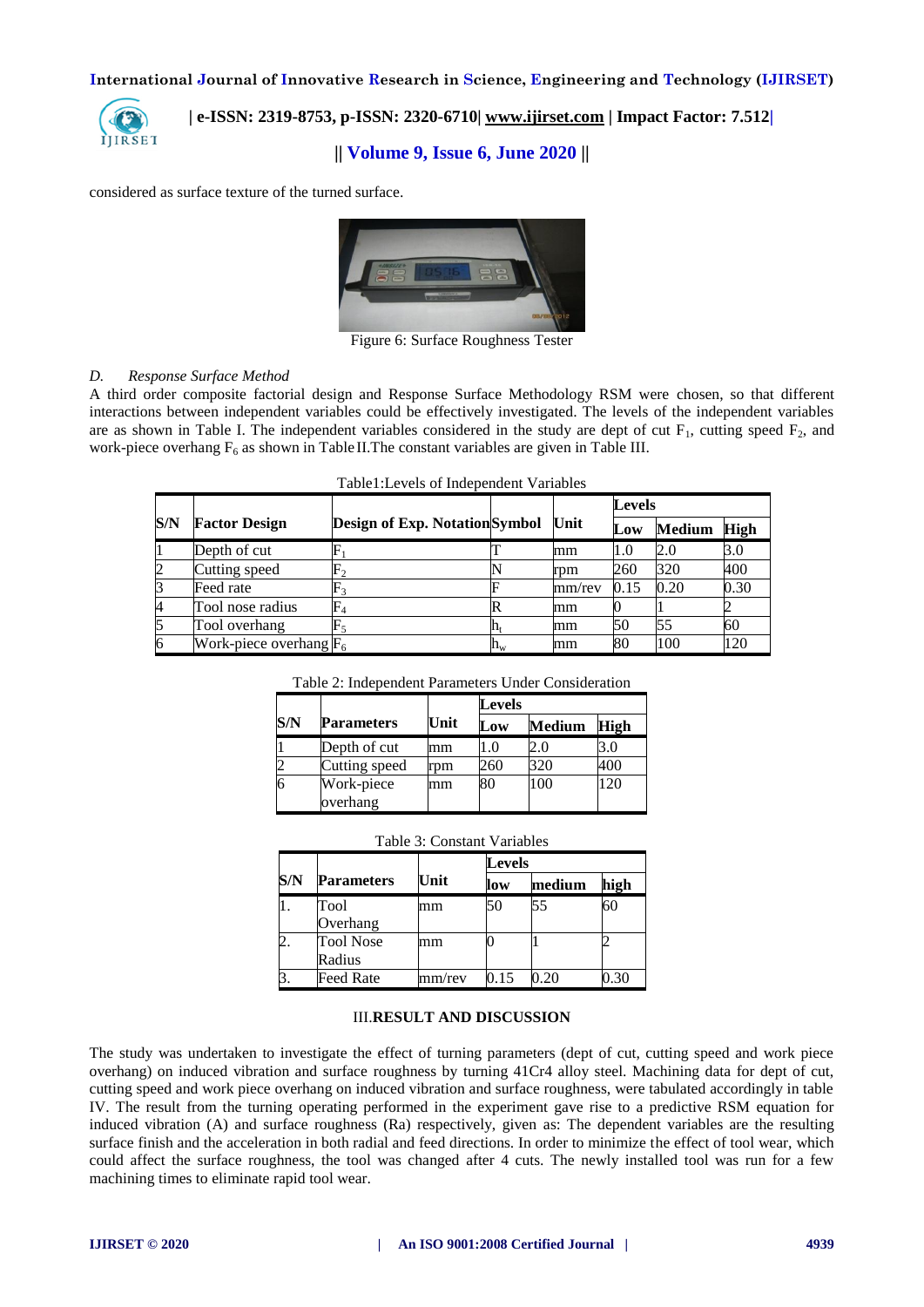considered as surface texture of the turned surface.

Figure 6: Surface Roughness Tester

*D. Response Surface Method*

A third order composite factorial design and Response Surface Methodology RSM were chosen, so that different interactions between independent variables could be effectively investigated. The levels of the independent variables are as shown in Table I. The independent variables considered in the study are dept of cut $F_1$, cutting speed $F_2$, and work-piece overhang $F_6$ as shown in Table II.The constant variables are given in Table III.

Table1:Levels of Independent Variables

| S/N | Factor Design | Design of Exp. Notation | Symbol | Unit | Levels | | |
|---|---|---|---|---|---|---|---|
| | | | | | Low | Medium | High |
| 1 | Depth of cut | $F_1$ | T | mm | 1.0 | 2.0 | 3.0 |
| 2 | Cutting speed | $F_2$ | N | rpm | 260 | 320 | 400 |
| 3 | Feed rate | $F_3$ | F | mm/rev | 0.15 | 0.20 | 0.30 |
| 4 | Tool nose radius | $F_4$ | R | mm | 0 | 1 | 2 |
| 5 | Tool overhang | $F_5$ | $h_t$ | mm | 50 | 55 | 60 |
| 6 | Work-piece overhang | $F_6$ | $h_w$ | mm | 80 | 100 | 120 |

Table 2: Independent Parameters Under Consideration

| S/N | Parameters | Unit | Levels | | |
|---|---|---|---|---|---|
| | | | Low | Medium | High |
| 1 | Depth of cut | mm | 1.0 | 2.0 | 3.0 |
| 2 | Cutting speed | rpm | 260 | 320 | 400 |
| 6 | Work-piece overhang | mm | 80 | 100 | 120 |

Table 3: Constant Variables

| S/N | Parameters | Unit | Levels | | |
|---|---|---|---|---|---|
| | | | low | medium | high |
| 1. | Tool Overhang | mm | 50 | 55 | 60 |
| 2. | Tool Nose Radius | mm | 0 | 1 | 2 |
| 3. | Feed Rate | mm/rev | 0.15 | 0.20 | 0.30 |

## III. RESULT AND DISCUSSION

The study was undertaken to investigate the effect of turning parameters (dept of cut, cutting speed and work piece overhang) on induced vibration and surface roughness by turning 41Cr4 alloy steel. Machining data for dept of cut, cutting speed and work piece overhang on induced vibration and surface roughness, were tabulated accordingly in table IV. The result from the turning operating performed in the experiment gave rise to a predictive RSM equation for induced vibration (A) and surface roughness (Ra) respectively, given as: The dependent variables are the resulting surface finish and the acceleration in both radial and feed directions. In order to minimize the effect of tool wear, which could affect the surface roughness, the tool was changed after 4 cuts. The newly installed tool was run for a few machining times to eliminate rapid tool wear.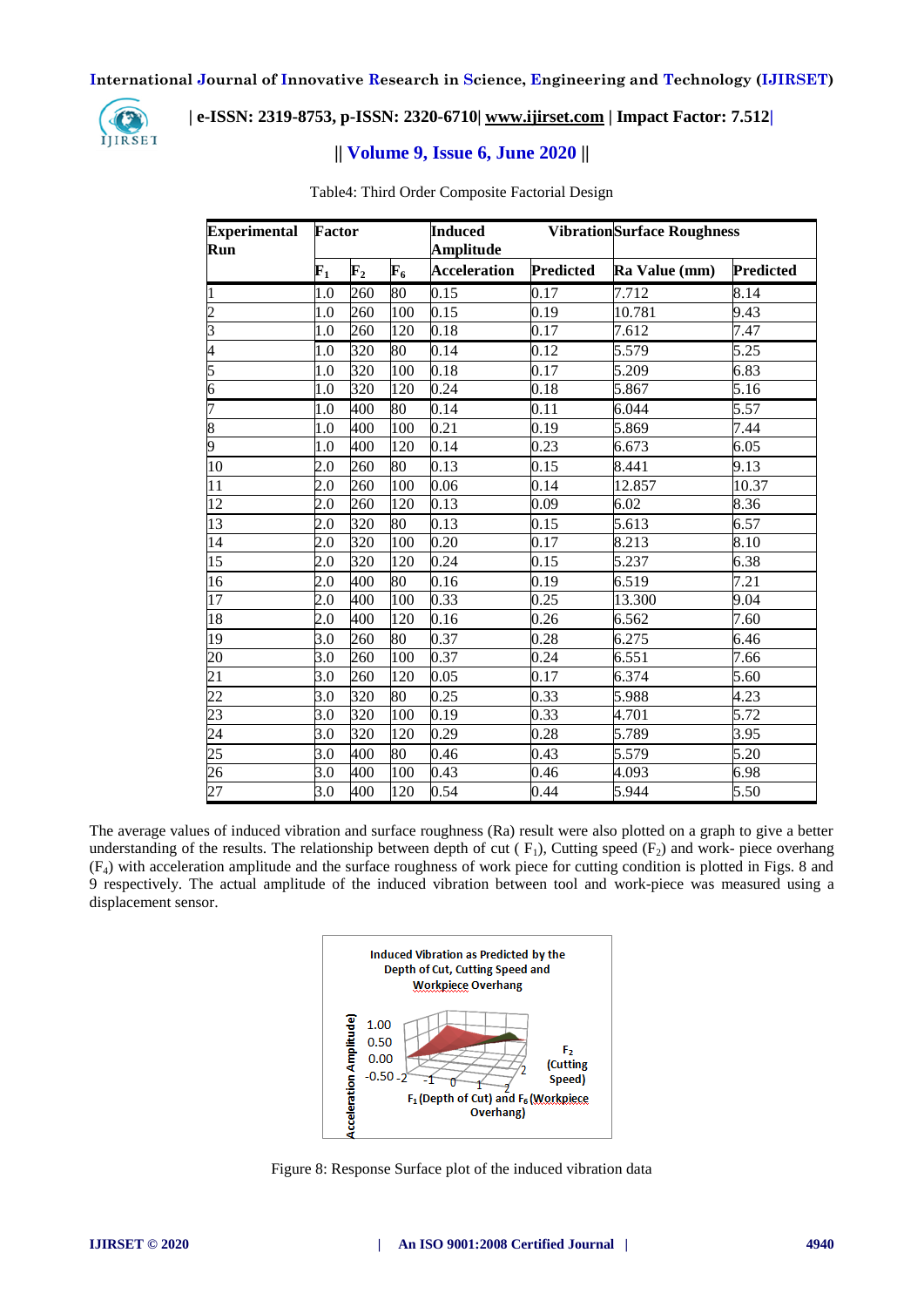Table4: Third Order Composite Factorial Design

| Experimental Run | Factor | | | Induced Vibration Amplitude | | Surface Roughness | |
|---|---|---|---|---|---|---|---|
| | $F_1$ | $F_2$ | $F_6$ | Acceleration | Predicted | Ra Value (mm) | Predicted |
| 1 | 1.0 | 260 | 80 | 0.15 | 0.17 | 7.712 | 8.14 |
| 2 | 1.0 | 260 | 100 | 0.15 | 0.19 | 10.781 | 9.43 |
| 3 | 1.0 | 260 | 120 | 0.18 | 0.17 | 7.612 | 7.47 |
| 4 | 1.0 | 320 | 80 | 0.14 | 0.12 | 5.579 | 5.25 |
| 5 | 1.0 | 320 | 100 | 0.18 | 0.17 | 5.209 | 6.83 |
| 6 | 1.0 | 320 | 120 | 0.24 | 0.18 | 5.867 | 5.16 |
| 7 | 1.0 | 400 | 80 | 0.14 | 0.11 | 6.044 | 5.57 |
| 8 | 1.0 | 400 | 100 | 0.21 | 0.19 | 5.869 | 7.44 |
| 9 | 1.0 | 400 | 120 | 0.14 | 0.23 | 6.673 | 6.05 |
| 10 | 2.0 | 260 | 80 | 0.13 | 0.15 | 8.441 | 9.13 |
| 11 | 2.0 | 260 | 100 | 0.06 | 0.14 | 12.857 | 10.37 |
| 12 | 2.0 | 260 | 120 | 0.13 | 0.09 | 6.02 | 8.36 |
| 13 | 2.0 | 320 | 80 | 0.13 | 0.15 | 5.613 | 6.57 |
| 14 | 2.0 | 320 | 100 | 0.20 | 0.17 | 8.213 | 8.10 |
| 15 | 2.0 | 320 | 120 | 0.24 | 0.15 | 5.237 | 6.38 |
| 16 | 2.0 | 400 | 80 | 0.16 | 0.19 | 6.519 | 7.21 |
| 17 | 2.0 | 400 | 100 | 0.33 | 0.25 | 13.300 | 9.04 |
| 18 | 2.0 | 400 | 120 | 0.16 | 0.26 | 6.562 | 7.60 |
| 19 | 3.0 | 260 | 80 | 0.37 | 0.28 | 6.275 | 6.46 |
| 20 | 3.0 | 260 | 100 | 0.37 | 0.24 | 6.551 | 7.66 |
| 21 | 3.0 | 260 | 120 | 0.05 | 0.17 | 6.374 | 5.60 |
| 22 | 3.0 | 320 | 80 | 0.25 | 0.33 | 5.988 | 4.23 |
| 23 | 3.0 | 320 | 100 | 0.19 | 0.33 | 4.701 | 5.72 |
| 24 | 3.0 | 320 | 120 | 0.29 | 0.28 | 5.789 | 3.95 |
| 25 | 3.0 | 400 | 80 | 0.46 | 0.43 | 5.579 | 5.20 |
| 26 | 3.0 | 400 | 100 | 0.43 | 0.46 | 4.093 | 6.98 |
| 27 | 3.0 | 400 | 120 | 0.54 | 0.44 | 5.944 | 5.50 |

The average values of induced vibration and surface roughness (Ra) result were also plotted on a graph to give a better understanding of the results. The relationship between depth of cut ( $F_1$), Cutting speed ($F_2$) and work- piece overhang ($F_4$) with acceleration amplitude and the surface roughness of work piece for cutting condition is plotted in Figs. 8 and 9 respectively. The actual amplitude of the induced vibration between tool and work-piece was measured using a displacement sensor.

Figure 8: Response Surface plot of the induced vibration data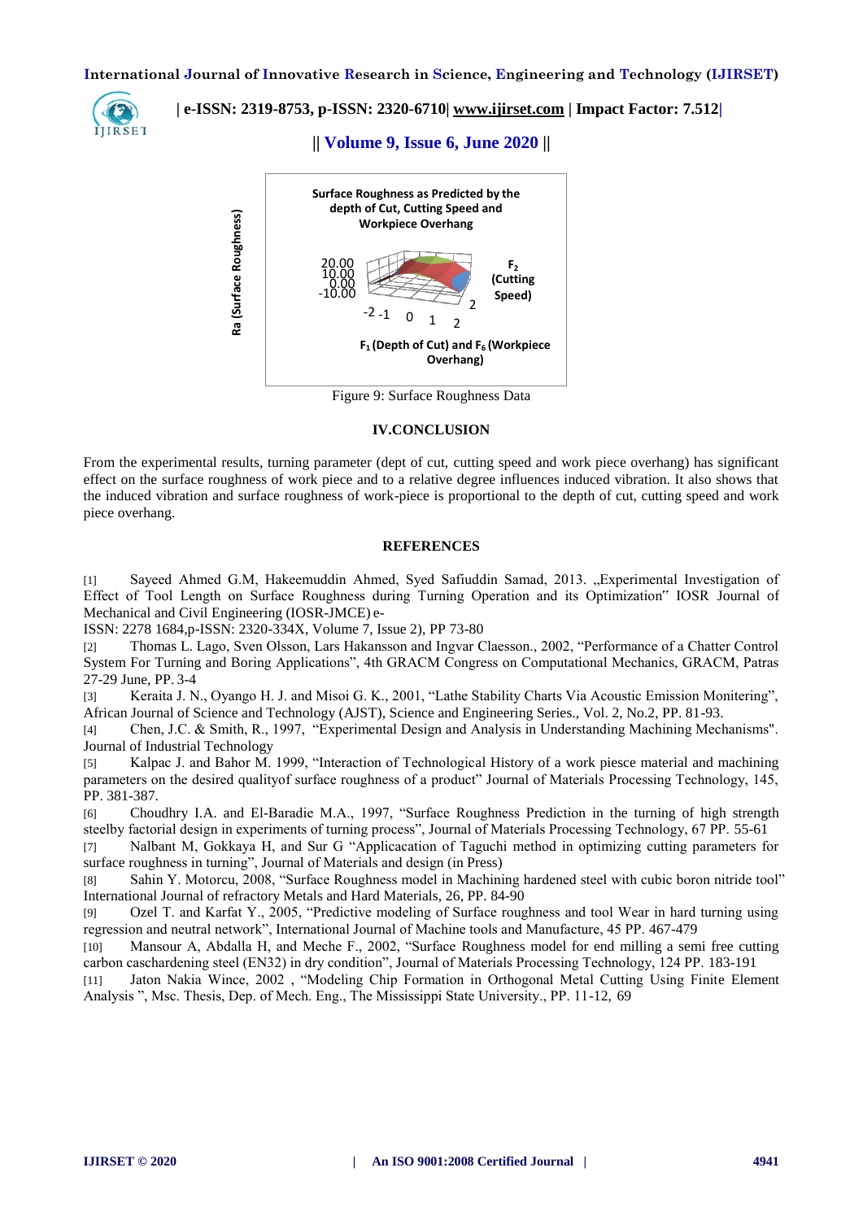Surface Roughness as Predicted by the depth of Cut, Cutting Speed and Workpiece Overhang

Ra (Surface Roughness)

20.00
10.00
0.00
-10.00

-2 -1 0 1 2

2

$F_2$ (Cutting Speed)

$F_1$ (Depth of Cut) and $F_6$ (Workpiece Overhang)

Figure 9: Surface Roughness Data

## IV.CONCLUSION

From the experimental results, turning parameter (dept of cut, cutting speed and work piece overhang) has significant effect on the surface roughness of work piece and to a relative degree influences induced vibration. It also shows that the induced vibration and surface roughness of work-piece is proportional to the depth of cut, cutting speed and work piece overhang.

## REFERENCES

[1] Sayeed Ahmed G.M, Hakeemuddin Ahmed, Syed Safiuddin Samad, 2013. „Experimental Investigation of Effect of Tool Length on Surface Roughness during Turning Operation and its Optimization" IOSR Journal of Mechanical and Civil Engineering (IOSR-JMCE) e-ISSN: 2278 1684,p-ISSN: 2320-334X, Volume 7, Issue 2), PP 73-80

[2] Thomas L. Lago, Sven Olsson, Lars Hakansson and Ingvar Claesson., 2002, "Performance of a Chatter Control System For Turning and Boring Applications", 4th GRACM Congress on Computational Mechanics, GRACM, Patras 27-29 June, PP. 3-4

[3] Keraita J. N., Oyango H. J. and Misoi G. K., 2001, "Lathe Stability Charts Via Acoustic Emission Monitering", African Journal of Science and Technology (AJST), Science and Engineering Series., Vol. 2, No.2, PP. 81-93.

[4] Chen, J.C. & Smith, R., 1997, "Experimental Design and Analysis in Understanding Machining Mechanisms". Journal of Industrial Technology

[5] Kalpac J. and Bahor M. 1999, "Interaction of Technological History of a work piesce material and machining parameters on the desired qualityof surface roughness of a product" Journal of Materials Processing Technology, 145, PP. 381-387.

[6] Choudhry I.A. and El-Baradie M.A., 1997, "Surface Roughness Prediction in the turning of high strength steelby factorial design in experiments of turning process", Journal of Materials Processing Technology, 67 PP. 55-61

[7] Nalbant M, Gokkaya H, and Sur G "Applicacation of Taguchi method in optimizing cutting parameters for surface roughness in turning", Journal of Materials and design (in Press)

[8] Sahin Y. Motorcu, 2008, "Surface Roughness model in Machining hardened steel with cubic boron nitride tool" International Journal of refractory Metals and Hard Materials, 26, PP. 84-90

[9] Ozel T. and Karfat Y., 2005, "Predictive modeling of Surface roughness and tool Wear in hard turning using regression and neutral network", International Journal of Machine tools and Manufacture, 45 PP. 467-479

[10] Mansour A, Abdalla H, and Meche F., 2002, "Surface Roughness model for end milling a semi free cutting carbon caschardening steel (EN32) in dry condition", Journal of Materials Processing Technology, 124 PP. 183-191

[11] Jaton Nakia Wince, 2002 , "Modeling Chip Formation in Orthogonal Metal Cutting Using Finite Element Analysis ", Msc. Thesis, Dep. of Mech. Eng., The Mississippi State University., PP. 11-12, 69